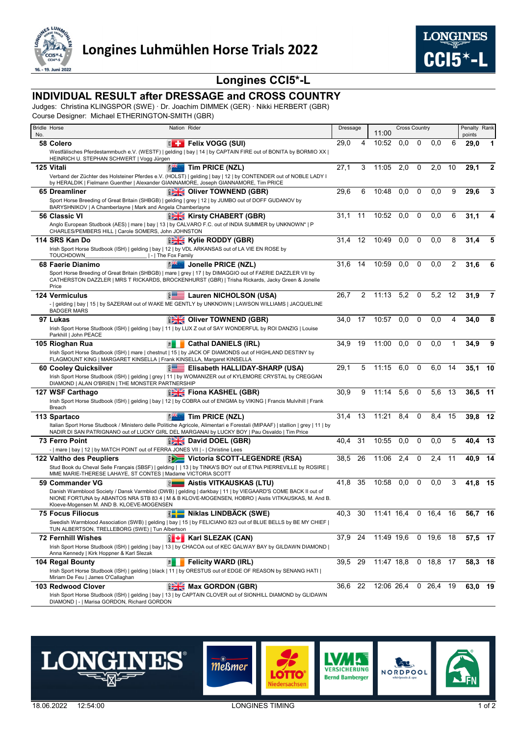# Longines Luhmühlen Horse Trials 2022

## Longines CCI5*-L

### INDIVIDUAL RESULT after DRESSAGE and CROSS COUNTRY

Judges: Christina KLINGSPOR (SWE) · Dr. Joachim DIMMEK (GER) · Nikki HERBERT (GBR)
Course Designer: Michael ETHERINGTON-SMITH (GBR)

| Bridle No. | Horse | Nation | Rider | Dressage | | Cross Country 11:00 | | | | | Penalty points | Rank |
|---|---|---|---|---|---|---|---|---|---|---|---|---|
| 58 | **Colero**<br>Westfälisches Pferdestammbuch e.V. (WESTF) \| gelding \| bay \| 14 \| by CAPTAIN FIRE out of BONITA by BORMIO XX \| HEINRICH U. STEPHAN SCHWERT \| Vogg Jürgen | SUI | **Felix VOGG (SUI)** | 29,0 | 4 | 10:52 | 0,0 | 0 | 0,0 | 6 | **29,0** | **1** |
| 125 | **Vitali**<br>Verband der Züchter des Holsteiner Pferdes e.V. (HOLST) \| gelding \| bay \| 12 \| by CONTENDER out of NOBLE LADY I by HERALDIK \| Fielmann Guenther \| Alexander GIANNAMORE, Joseph GIANNAMORE, Tim PRICE | NZL | **Tim PRICE (NZL)** | 27,1 | 3 | 11:05 | 2,0 | 0 | 2,0 | 10 | **29,1** | **2** |
| 65 | **Dreamliner**<br>Sport Horse Breeding of Great Britain (SHBGB) \| gelding \| grey \| 12 \| by JUMBO out of DOFF GUDANOV by BARYSHNIKOV \| A Chamberlayne \| Mark and Angela Chamberlayne | GBR | **Oliver TOWNEND (GBR)** | 29,6 | 6 | 10:48 | 0,0 | 0 | 0,0 | 9 | **29,6** | **3** |
| 56 | **Classic VI**<br>Anglo European Studbook (AES) \| mare \| bay \| 13 \| by CALVARO F.C. out of INDIA SUMMER by UNKNOWN* \| P CHARLES/PEMBERS HILL \| Carole SOMERS, John JOHNSTON | GBR | **Kirsty CHABERT (GBR)** | 31,1 | 11 | 10:52 | 0,0 | 0 | 0,0 | 6 | **31,1** | **4** |
| 114 | **SRS Kan Do**<br>Irish Sport Horse Studbook (ISH) \| gelding \| bay \| 12 \| by VDL ARKANSAS out of LA VIE EN ROSE by TOUCHDOWN \| - \| The Fox Family | GBR | **Kylie RODDY (GBR)** | 31,4 | 12 | 10:49 | 0,0 | 0 | 0,0 | 8 | **31,4** | **5** |
| 68 | **Faerie Dianimo**<br>Sport Horse Breeding of Great Britain (SHBGB) \| mare \| grey \| 17 \| by DIMAGGIO out of FAERIE DAZZLER VII by CATHERSTON DAZZLER \| MRS T RICKARDS, BROCKENHURST (GBR) \| Trisha Rickards, Jacky Green & Jonelle Price | NZL | **Jonelle PRICE (NZL)** | 31,6 | 14 | 10:59 | 0,0 | 0 | 0,0 | 2 | **31,6** | **6** |
| 124 | **Vermiculus**<br>- \| gelding \| bay \| 15 \| by SAZERAM out of WAKE ME GENTLY by UNKNOWN \| LAWSON WILLIAMS \| JACQUELINE BADGER MARS | USA | **Lauren NICHOLSON (USA)** | 26,7 | 2 | 11:13 | 5,2 | 0 | 5,2 | 12 | **31,9** | **7** |
| 97 | **Lukas**<br>Irish Sport Horse Studbook (ISH) \| gelding \| bay \| 11 \| by LUX Z out of SAY WONDERFUL by ROI DANZIG \| Louise Parkhill \| John PEACE | GBR | **Oliver TOWNEND (GBR)** | 34,0 | 17 | 10:57 | 0,0 | 0 | 0,0 | 4 | **34,0** | **8** |
| 105 | **Rioghan Rua**<br>Irish Sport Horse Studbook (ISH) \| mare \| chestnut \| 15 \| by JACK OF DIAMONDS out of HIGHLAND DESTINY by FLAGMOUNT KING \| MARGARET KINSELLA \| Frank KINSELLA, Margaret KINSELLA | IRL | **Cathal DANIELS (IRL)** | 34,9 | 19 | 11:00 | 0,0 | 0 | 0,0 | 1 | **34,9** | **9** |
| 60 | **Cooley Quicksilver**<br>Irish Sport Horse Studbook (ISH) \| gelding \| grey \| 11 \| by WOMANIZER out of KYLEMORE CRYSTAL by CREGGAN DIAMOND \| ALAN O'BRIEN \| THE MONSTER PARTNERSHIP | USA | **Elisabeth HALLIDAY-SHARP (USA)** | 29,1 | 5 | 11:15 | 6,0 | 0 | 6,0 | 14 | **35,1** | **10** |
| 127 | **WSF Carthago**<br>Irish Sport Horse Studbook (ISH) \| gelding \| bay \| 12 \| by COBRA out of ENIGMA by VIKING \| Francis Mulvihill \| Frank Breach | GBR | **Fiona KASHEL (GBR)** | 30,9 | 9 | 11:14 | 5,6 | 0 | 5,6 | 13 | **36,5** | **11** |
| 113 | **Spartaco**<br>Italian Sport Horse Studbook / Ministero delle Politiche Agricole, Alimentari e Forestali (MIPAAF) \| stallion \| grey \| 11 \| by NADIR DI SAN PATRIGNANO out of LUCKY GIRL DEL MARGANAI by LUCKY BOY \| Pau Osvaldo \| Tim Price | NZL | **Tim PRICE (NZL)** | 31,4 | 13 | 11:21 | 8,4 | 0 | 8,4 | 15 | **39,8** | **12** |
| 73 | **Ferro Point**<br>- \| mare \| bay \| 12 \| by MATCH POINT out of FERRA JONES VII \| - \| Christine Lees | GBR | **David DOEL (GBR)** | 40,4 | 31 | 10:55 | 0,0 | 0 | 0,0 | 5 | **40,4** | **13** |
| 122 | **Valtho des Peupliers**<br>Stud Book du Cheval Selle Français (SBSF) \| gelding \| \| 13 \| by TINKA'S BOY out of ETNA PIERREVILLE by ROSIRE \| MME MARIE-THERESE LAHAYE, ST CONTES \| Madame VICTORIA SCOTT | RSA | **Victoria SCOTT-LEGENDRE (RSA)** | 38,5 | 26 | 11:06 | 2,4 | 0 | 2,4 | 11 | **40,9** | **14** |
| 59 | **Commander VG**<br>Danish Warmblood Society / Dansk Varmblod (DWB) \| gelding \| darkbay \| 11 \| by VIEGAARD'S COME BACK II out of NIONE FORTUNA by ABANTOS NRA STB 83 4 \| M & B KLOVE-MOGENSEN, HOBRO \| Aistis VITKAUSKAS, M. And B. Kloeve-Mogensen M. AND B. KLOEVE-MOGENSEN | LTU | **Aistis VITKAUSKAS (LTU)** | 41,8 | 35 | 10:58 | 0,0 | 0 | 0,0 | 3 | **41,8** | **15** |
| 75 | **Focus Filiocus**<br>Swedish Warmblood Association (SWB) \| gelding \| bay \| 15 \| by FELICIANO 823 out of BLUE BELLS by BE MY CHIEF \| TUN ALBERTSON, TRELLEBORG (SWE) \| Tun Albertson | SWE | **Niklas LINDBÄCK (SWE)** | 40,3 | 30 | 11:41 | 16,4 | 0 | 16,4 | 16 | **56,7** | **16** |
| 72 | **Fernhill Wishes**<br>Irish Sport Horse Studbook (ISH) \| gelding \| bay \| 13 \| by CHACOA out of KEC GALWAY BAY by GILDAWN DIAMOND \| Anna Kennedy \| Kirk Hoppner & Karl Slezak | CAN | **Karl SLEZAK (CAN)** | 37,9 | 24 | 11:49 | 19,6 | 0 | 19,6 | 18 | **57,5** | **17** |
| 104 | **Regal Bounty**<br>Irish Sport Horse Studbook (ISH) \| gelding \| black \| 11 \| by ORESTUS out of EDGE OF REASON by SENANG HATI \| Miriam De Feu \| James O'Callaghan | IRL | **Felicity WARD (IRL)** | 39,5 | 29 | 11:47 | 18,8 | 0 | 18,8 | 17 | **58,3** | **18** |
| 103 | **Redwood Clover**<br>Irish Sport Horse Studbook (ISH) \| gelding \| bay \| 13 \| by CAPTAIN CLOVER out of SIONHILL DIAMOND by GLIDAWN DIAMOND \| - \| Marisa GORDON, Richard GORDON | GBR | **Max GORDON (GBR)** | 36,6 | 22 | 12:06 | 26,4 | 0 | 26,4 | 19 | **63,0** | **19** |

18.06.2022 12:54:00 LONGINES TIMING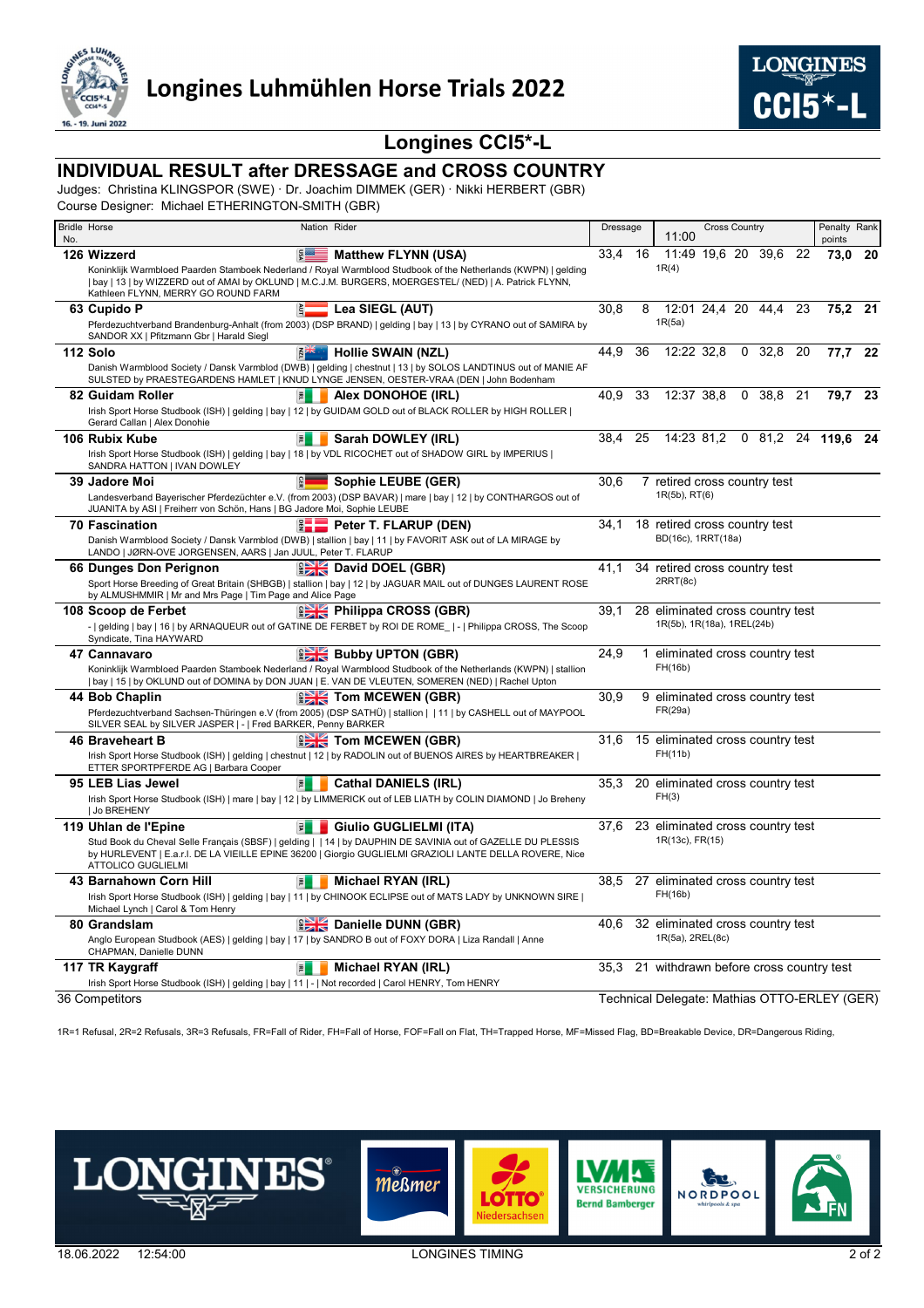# Longines Luhmühlen Horse Trials 2022

## Longines CCI5*-L

## INDIVIDUAL RESULT after DRESSAGE and CROSS COUNTRY

Judges: Christina KLINGSPOR (SWE) · Dr. Joachim DIMMEK (GER) · Nikki HERBERT (GBR)
Course Designer: Michael ETHERINGTON-SMITH (GBR)

| Bridle No. | Horse | Nation Rider | Dressage | | Cross Country 11:00 | | | | | Penalty points | Rank |
|---|---|---|---|---|---|---|---|---|---|---|---|
| 126 | **Wizzerd**<br>Koninklijk Warmbloed Paarden Stamboek Nederland / Royal Warmblood Studbook of the Netherlands (KWPN) \| gelding \| bay \| 13 \| by WIZZERD out of AMAI by OKLUND \| M.C.J.M. BURGERS, MOERGESTEL/ (NED) \| A. Patrick FLYNN, Kathleen FLYNN, MERRY GO ROUND FARM | **Matthew FLYNN (USA)** | 33,4 | 16 | 11:49<br>1R(4) | 19,6 | 20 | 39,6 | 22 | **73,0** | **20** |
| 63 | **Cupido P**<br>Pferdezuchtverband Brandenburg-Anhalt (from 2003) (DSP BRAND) \| gelding \| bay \| 13 \| by CYRANO out of SAMIRA by SANDOR XX \| Pfitzmann Gbr \| Harald Siegl | **Lea SIEGL (AUT)** | 30,8 | 8 | 12:01<br>1R(5a) | 24,4 | 20 | 44,4 | 23 | **75,2** | **21** |
| 112 | **Solo**<br>Danish Warmblood Society / Dansk Varmblod (DWB) \| gelding \| chestnut \| 13 \| by SOLOS LANDTINUS out of MANIE AF SULSTED by PRAESTEGAARDENS HAMLET \| KNUD LYNGE JENSEN, OESTER-VRAA (DEN \| John Bodenham | **Hollie SWAIN (NZL)** | 44,9 | 36 | 12:22 | 32,8 | 0 | 32,8 | 20 | **77,7** | **22** |
| 82 | **Guidam Roller**<br>Irish Sport Horse Studbook (ISH) \| gelding \| bay \| 12 \| by GUIDAM GOLD out of BLACK ROLLER by HIGH ROLLER \| Gerard Callan \| Alex Donohie | **Alex DONOHOE (IRL)** | 40,9 | 33 | 12:37 | 38,8 | 0 | 38,8 | 21 | **79,7** | **23** |
| 106 | **Rubix Kube**<br>Irish Sport Horse Studbook (ISH) \| gelding \| bay \| 18 \| by VDL RICOCHET out of SHADOW GIRL by IMPERIUS \| SANDRA HATTON \| IVAN DOWLEY | **Sarah DOWLEY (IRL)** | 38,4 | 25 | 14:23 | 81,2 | 0 | 81,2 | 24 | **119,6** | **24** |
| 39 | **Jadore Moi**<br>Landesverband Bayerischer Pferdezüchter e.V. (from 2003) (DSP BAVAR) \| mare \| bay \| 12 \| by CONTHARGOS out of JUANITA by ASI \| Freiherr von Schön, Hans \| BG Jadore Moi, Sophie LEUBE | **Sophie LEUBE (GER)** | 30,6 | 7 | retired cross country test<br>1R(5b), RT(6) | | | | | | |
| 70 | **Fascination**<br>Danish Warmblood Society / Dansk Varmblod (DWB) \| stallion \| bay \| 11 \| by FAVORIT ASK out of LA MIRAGE by LANDO \| JØRN-OVE JORGENSEN, AARS \| Jan JUUL, Peter T. FLARUP | **Peter T. FLARUP (DEN)** | 34,1 | 18 | retired cross country test<br>BD(16c), 1RRT(18a) | | | | | | |
| 66 | **Dunges Don Perignon**<br>Sport Horse Breeding of Great Britain (SHBGB) \| stallion \| bay \| 12 \| by JAGUAR MAIL out of DUNGES LAURENT ROSE by ALMUSHMMIR \| Mr and Mrs Page \| Tim Page and Alice Page | **David DOEL (GBR)** | 41,1 | 34 | retired cross country test<br>2RRT(8c) | | | | | | |
| 108 | **Scoop de Ferbet**<br>- \| gelding \| bay \| 16 \| by ARNAQUEUR out of GATINE DE FERBET by ROI DE ROME_ \| - \| Philippa CROSS, The Scoop Syndicate, Tina HAYWARD | **Philippa CROSS (GBR)** | 39,1 | 28 | eliminated cross country test<br>1R(5b), 1R(18a), 1REL(24b) | | | | | | |
| 47 | **Cannavaro**<br>Koninklijk Warmbloed Paarden Stamboek Nederland / Royal Warmblood Studbook of the Netherlands (KWPN) \| stallion \| bay \| 15 \| by OKLUND out of DOMINA by DON JUAN \| E. VAN DE VLEUTEN, SOMEREN (NED) \| Rachel Upton | **Bubby UPTON (GBR)** | 24,9 | 1 | eliminated cross country test<br>FH(16b) | | | | | | |
| 44 | **Bob Chaplin**<br>Pferdezuchtverband Sachsen-Thüringen e.V (from 2005) (DSP SATHÜ) \| stallion \| \| 11 \| by CASHELL out of MAYPOOL SILVER SEAL by SILVER JASPER \| - \| Fred BARKER, Penny BARKER | **Tom MCEWEN (GBR)** | 30,9 | 9 | eliminated cross country test<br>FR(29a) | | | | | | |
| 46 | **Braveheart B**<br>Irish Sport Horse Studbook (ISH) \| gelding \| chestnut \| 12 \| by RADOLIN out of BUENOS AIRES by HEARTBREAKER \| ETTER SPORTPFERDE AG \| Barbara Cooper | **Tom MCEWEN (GBR)** | 31,6 | 15 | eliminated cross country test<br>FH(11b) | | | | | | |
| 95 | **LEB Lias Jewel**<br>Irish Sport Horse Studbook (ISH) \| mare \| bay \| 12 \| by LIMMERICK out of LEB LIATH by COLIN DIAMOND \| Jo Breheny \| Jo BREHENY | **Cathal DANIELS (IRL)** | 35,3 | 20 | eliminated cross country test<br>FH(3) | | | | | | |
| 119 | **Uhlan de l'Epine**<br>Stud Book du Cheval Selle Français (SBSF) \| gelding \| \| 14 \| by DAUPHIN DE SAVINIA out of GAZELLE DU PLESSIS by HURLEVENT \| E.a.r.l. DE LA VIEILLE EPINE 36200 \| Giorgio GUGLIELMI GRAZIOLI LANTE DELLA ROVERE, Nice ATTOLICO GUGLIELMI | **Giulio GUGLIELMI (ITA)** | 37,6 | 23 | eliminated cross country test<br>1R(13c), FR(15) | | | | | | |
| 43 | **Barnahown Corn Hill**<br>Irish Sport Horse Studbook (ISH) \| gelding \| bay \| 11 \| by CHINOOK ECLIPSE out of MATS LADY by UNKNOWN SIRE \| Michael Lynch \| Carol & Tom Henry | **Michael RYAN (IRL)** | 38,5 | 27 | eliminated cross country test<br>FH(16b) | | | | | | |
| 80 | **Grandslam**<br>Anglo European Studbook (AES) \| gelding \| bay \| 17 \| by SANDRO B out of FOXY DORA \| Liza Randall \| Anne CHAPMAN, Danielle DUNN | **Danielle DUNN (GBR)** | 40,6 | 32 | eliminated cross country test<br>1R(5a), 2REL(8c) | | | | | | |
| 117 | **TR Kaygraff**<br>Irish Sport Horse Studbook (ISH) \| gelding \| bay \| 11 \| - \| Not recorded \| Carol HENRY, Tom HENRY | **Michael RYAN (IRL)** | 35,3 | 21 | withdrawn before cross country test | | | | | | |

36 Competitors

Technical Delegate: Mathias OTTO-ERLEY (GER)

1R=1 Refusal, 2R=2 Refusals, 3R=3 Refusals, FR=Fall of Rider, FH=Fall of Horse, FOF=Fall on Flat, TH=Trapped Horse, MF=Missed Flag, BD=Breakable Device, DR=Dangerous Riding,

18.06.2022 12:54:00 LONGINES TIMING